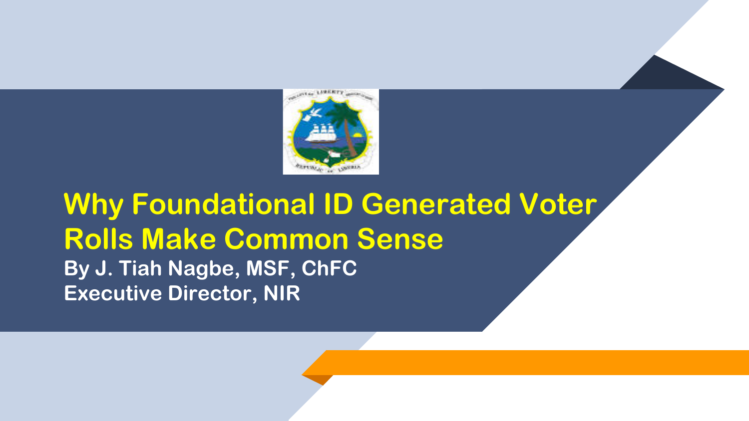# Why Foundational ID Generated Voter Rolls Make Common Sense

**By J. Tiah Nagbe, MSF, ChFC**
**Executive Director, NIR**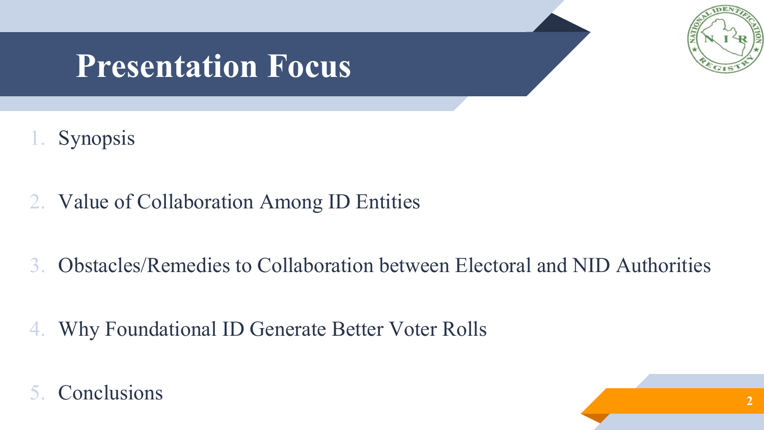# Presentation Focus

1. Synopsis
2. Value of Collaboration Among ID Entities
3. Obstacles/Remedies to Collaboration between Electoral and NID Authorities
4. Why Foundational ID Generate Better Voter Rolls
5. Conclusions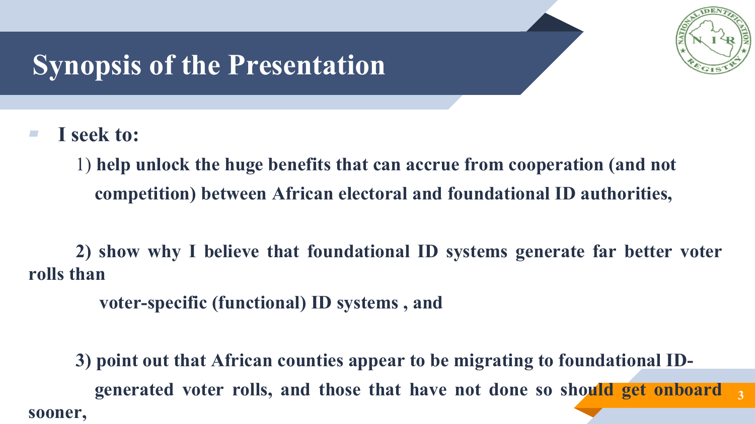# Synopsis of the Presentation

- **I seek to:**

  1) **help unlock the huge benefits that can accrue from cooperation (and not competition) between African electoral and foundational ID authorities,**

  2) **show why I believe that foundational ID systems generate far better voter rolls than voter-specific (functional) ID systems , and**

  3) **point out that African counties appear to be migrating to foundational ID-generated voter rolls, and those that have not done so should get onboard sooner,**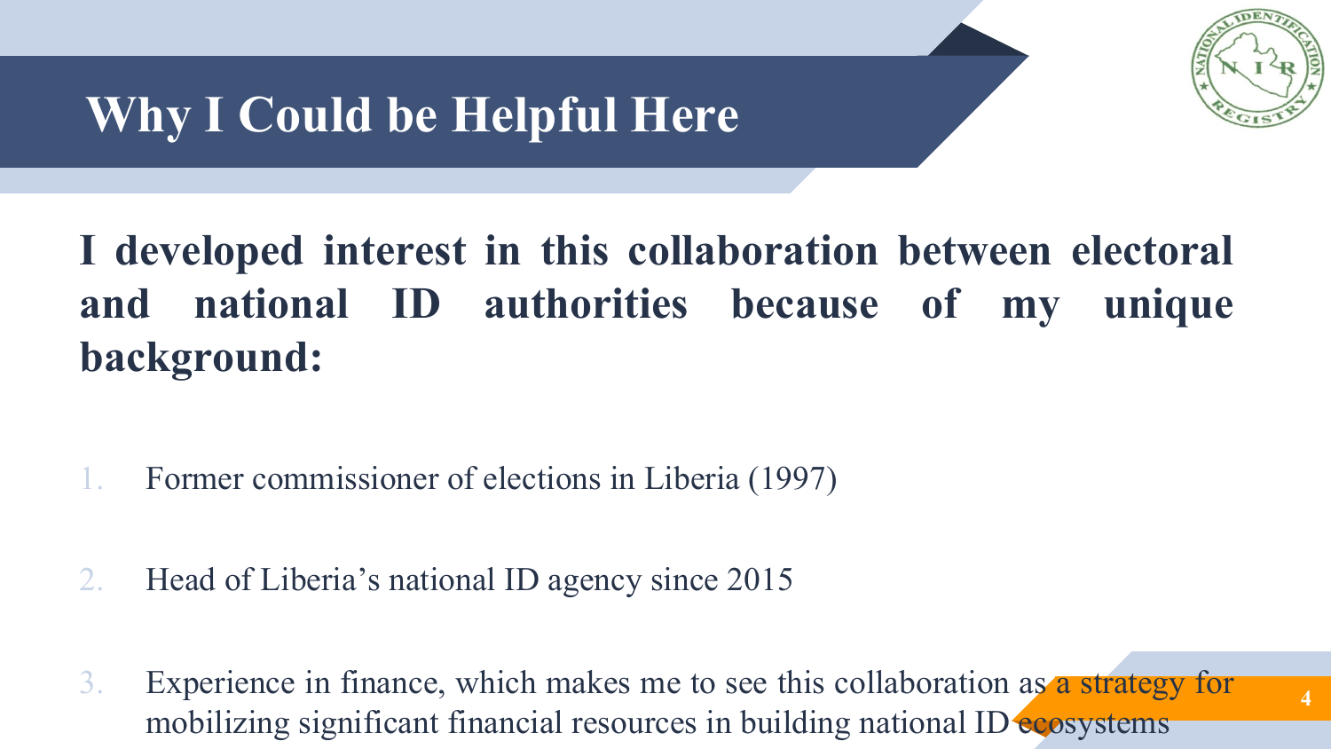# Why I Could be Helpful Here

**I developed interest in this collaboration between electoral and national ID authorities because of my unique background:**

1. Former commissioner of elections in Liberia (1997)
2. Head of Liberia's national ID agency since 2015
3. Experience in finance, which makes me to see this collaboration as a strategy for mobilizing significant financial resources in building national ID ecosystems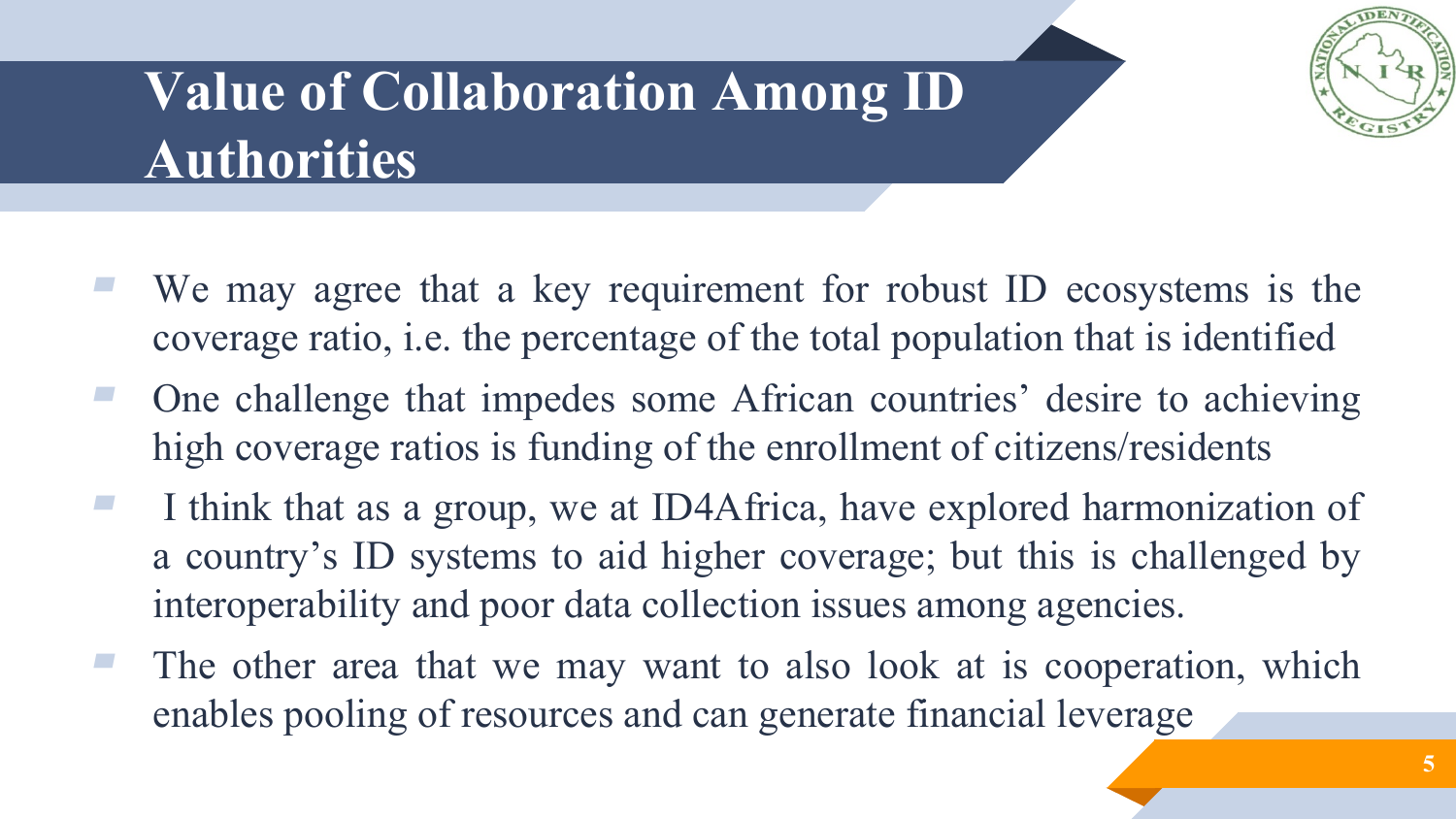# Value of Collaboration Among ID Authorities

- We may agree that a key requirement for robust ID ecosystems is the coverage ratio, i.e. the percentage of the total population that is identified
- One challenge that impedes some African countries' desire to achieving high coverage ratios is funding of the enrollment of citizens/residents
- I think that as a group, we at ID4Africa, have explored harmonization of a country's ID systems to aid higher coverage; but this is challenged by interoperability and poor data collection issues among agencies.
- The other area that we may want to also look at is cooperation, which enables pooling of resources and can generate financial leverage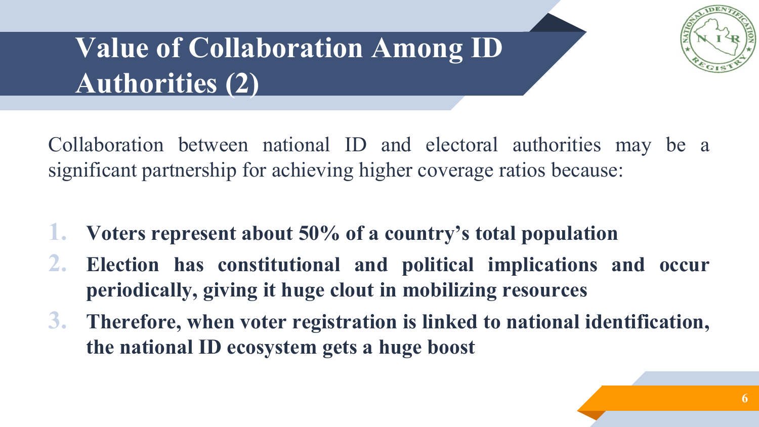# Value of Collaboration Among ID Authorities (2)

Collaboration between national ID and electoral authorities may be a significant partnership for achieving higher coverage ratios because:

1. **Voters represent about 50% of a country's total population**
2. **Election has constitutional and political implications and occur periodically, giving it huge clout in mobilizing resources**
3. **Therefore, when voter registration is linked to national identification, the national ID ecosystem gets a huge boost**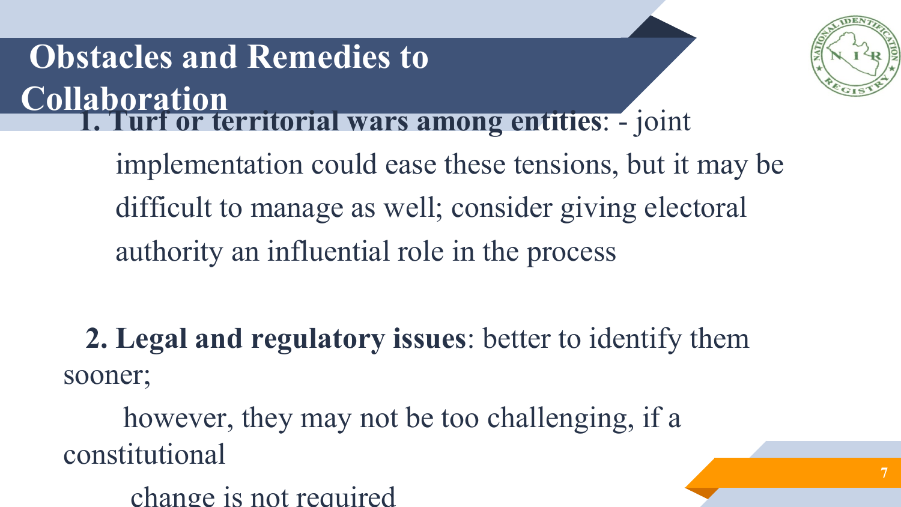# Obstacles and Remedies to Collaboration

1. **Turf or territorial wars among entities**: - joint implementation could ease these tensions, but it may be difficult to manage as well; consider giving electoral authority an influential role in the process

2. **Legal and regulatory issues**: better to identify them sooner;

   however, they may not be too challenging, if a constitutional

   change is not required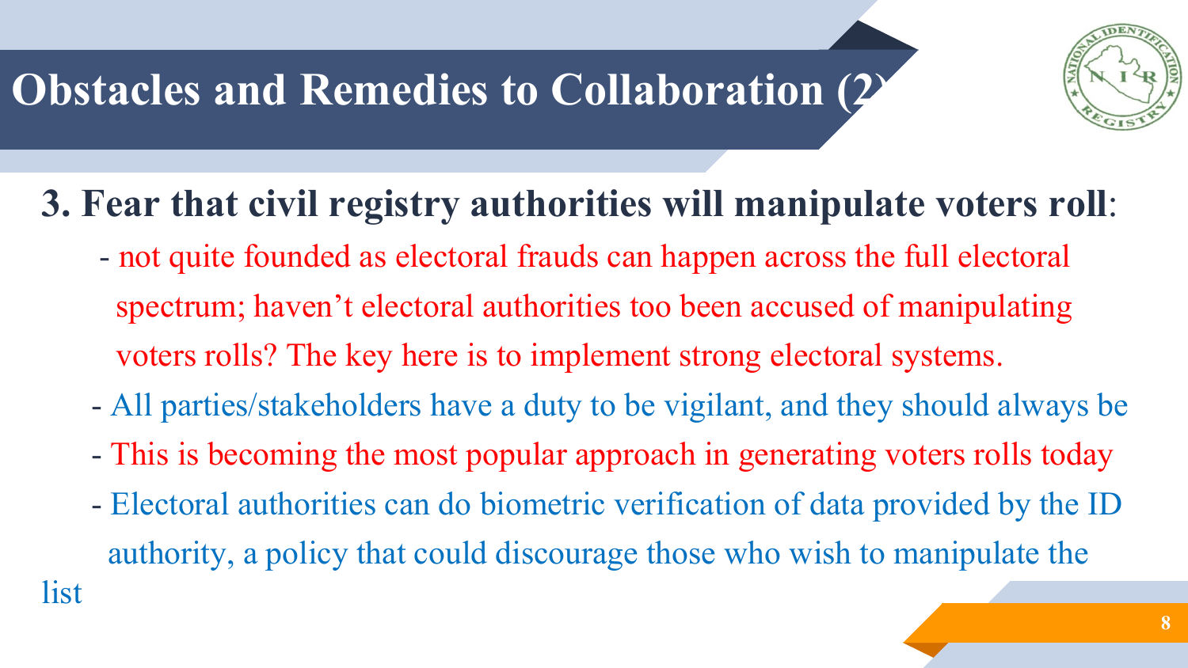# Obstacles and Remedies to Collaboration (2)

**3. Fear that civil registry authorities will manipulate voters roll**:

- not quite founded as electoral frauds can happen across the full electoral spectrum; haven't electoral authorities too been accused of manipulating voters rolls? The key here is to implement strong electoral systems.
- All parties/stakeholders have a duty to be vigilant, and they should always be
- This is becoming the most popular approach in generating voters rolls today
- Electoral authorities can do biometric verification of data provided by the ID authority, a policy that could discourage those who wish to manipulate the list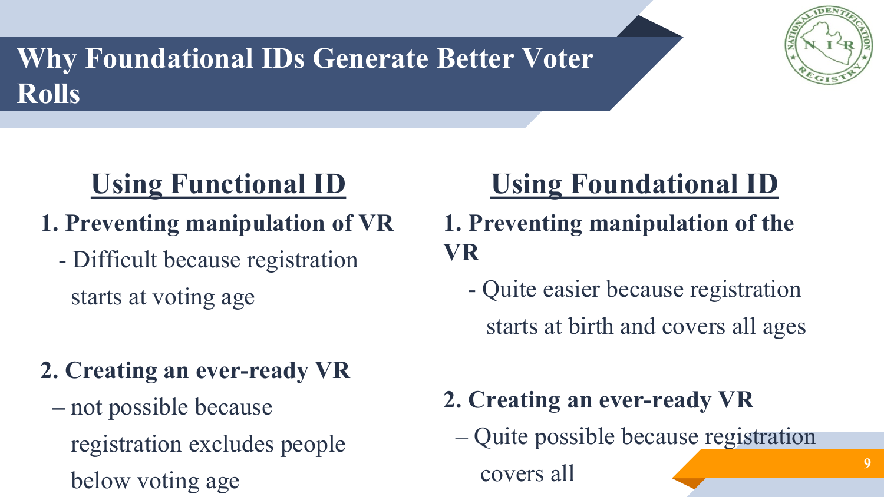# Why Foundational IDs Generate Better Voter Rolls

## Using Functional ID

**1. Preventing manipulation of VR**

- Difficult because registration starts at voting age

**2. Creating an ever-ready VR**

– not possible because registration excludes people below voting age

## Using Foundational ID

**1. Preventing manipulation of the VR**

- Quite easier because registration starts at birth and covers all ages

**2. Creating an ever-ready VR**

– Quite possible because registration covers all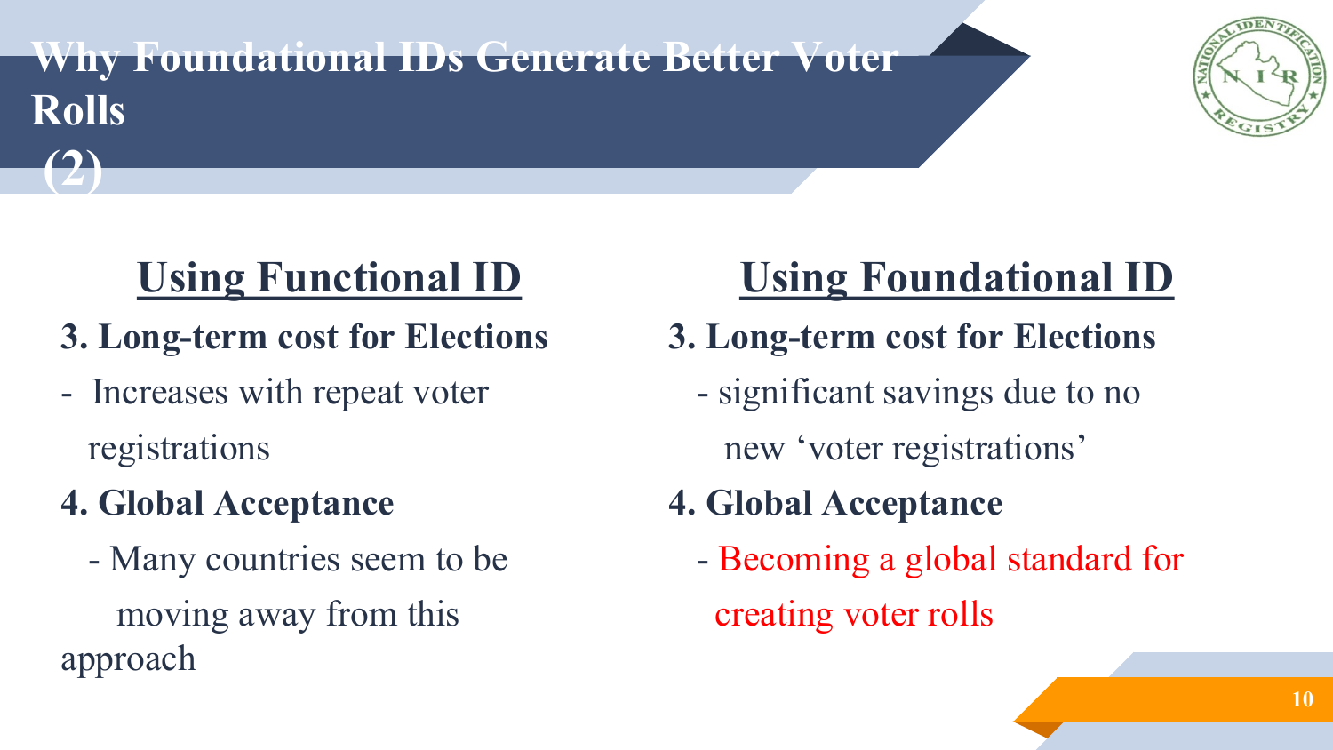# Why Foundational IDs Generate Better Voter Rolls (2)

## Using Functional ID

**3. Long-term cost for Elections**

- Increases with repeat voter registrations

**4. Global Acceptance**

- Many countries seem to be moving away from this approach

## Using Foundational ID

**3. Long-term cost for Elections**

- significant savings due to no new 'voter registrations'

**4. Global Acceptance**

- Becoming a global standard for creating voter rolls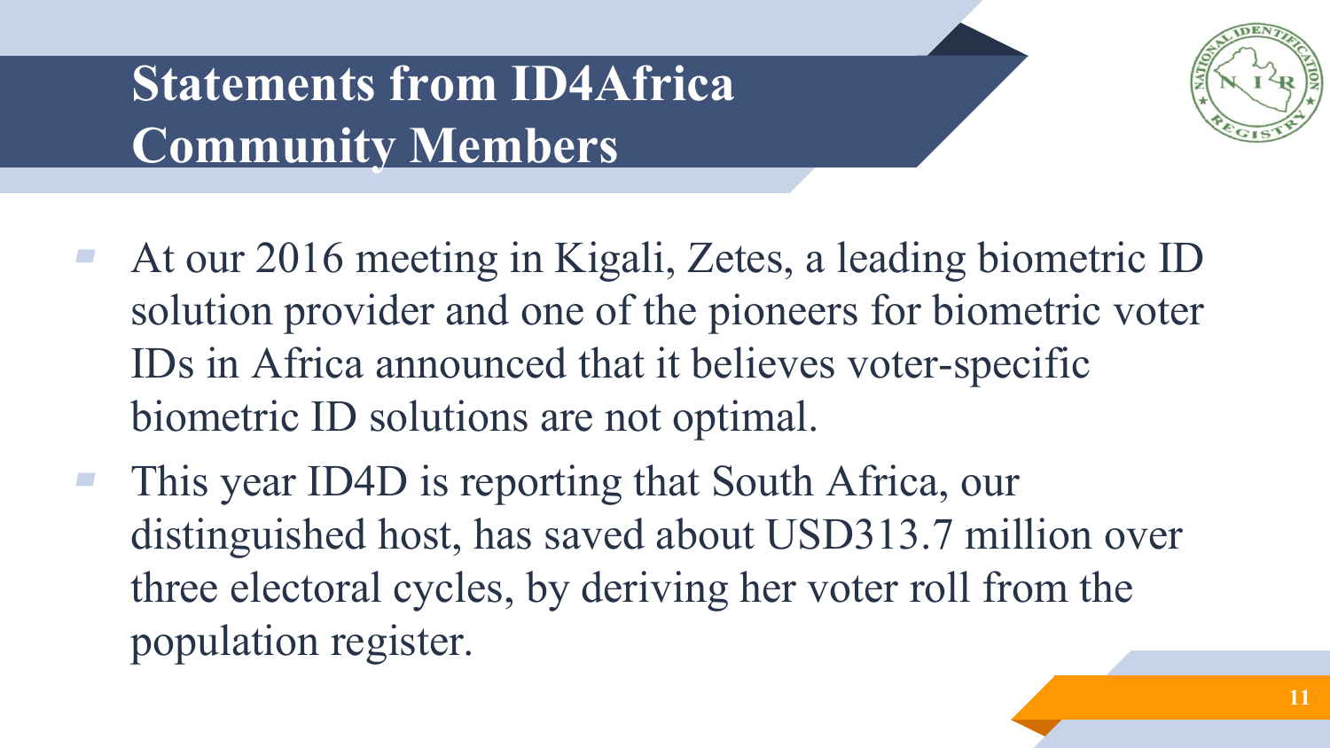# Statements from ID4Africa Community Members

- At our 2016 meeting in Kigali, Zetes, a leading biometric ID solution provider and one of the pioneers for biometric voter IDs in Africa announced that it believes voter-specific biometric ID solutions are not optimal.
- This year ID4D is reporting that South Africa, our distinguished host, has saved about USD313.7 million over three electoral cycles, by deriving her voter roll from the population register.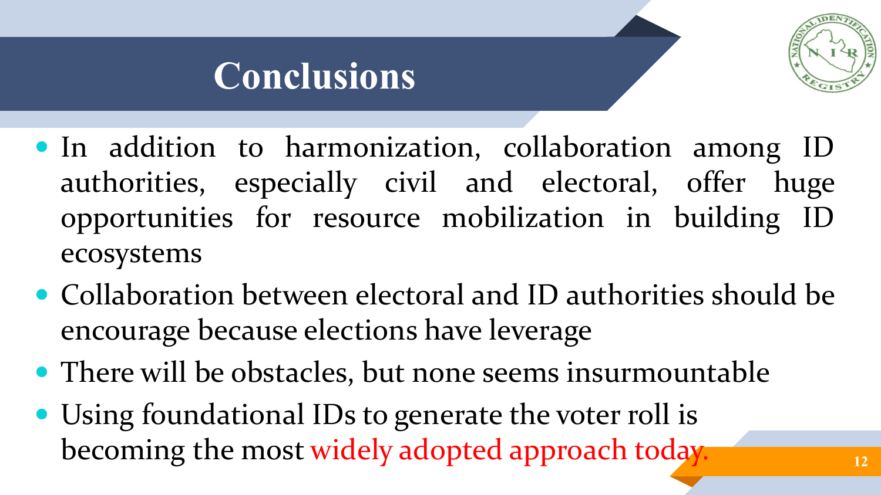# Conclusions

- In addition to harmonization, collaboration among ID authorities, especially civil and electoral, offer huge opportunities for resource mobilization in building ID ecosystems
- Collaboration between electoral and ID authorities should be encourage because elections have leverage
- There will be obstacles, but none seems insurmountable
- Using foundational IDs to generate the voter roll is becoming the most widely adopted approach today.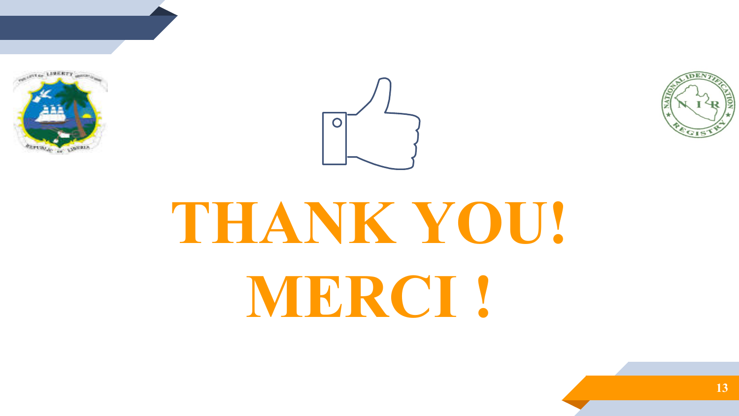# THANK YOU!

# MERCI !